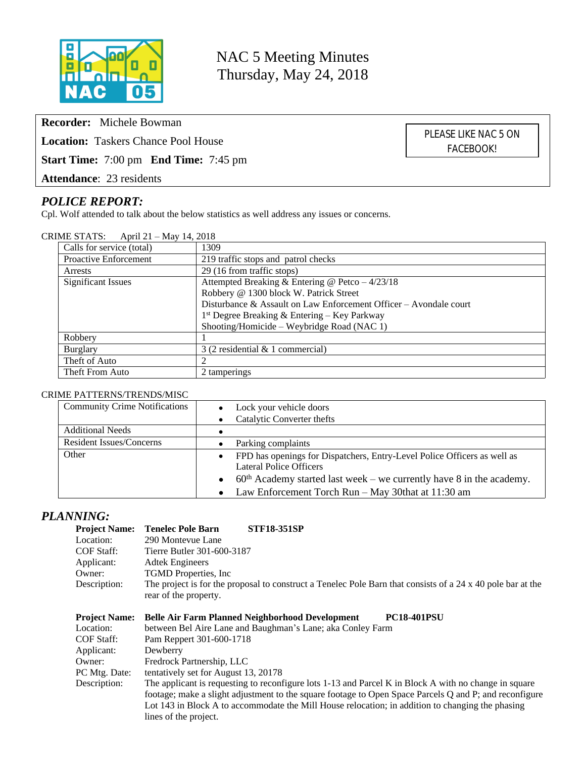# NAC 5 Meeting Minutes
Thursday, May 24, 2018

**Recorder:** Michele Bowman

**Location:** Taskers Chance Pool House

**Start Time:** 7:00 pm **End Time:** 7:45 pm

**Attendance**: 23 residents

PLEASE LIKE NAC 5 ON FACEBOOK!

## *POLICE REPORT:*

Cpl. Wolf attended to talk about the below statistics as well address any issues or concerns.

CRIME STATS: April 21 – May 14, 2018

| | |
|---|---|
| Calls for service (total) | 1309 |
| Proactive Enforcement | 219 traffic stops and patrol checks |
| Arrests | 29 (16 from traffic stops) |
| Significant Issues | Attempted Breaking & Entering @ Petco – 4/23/18<br>Robbery @ 1300 block W. Patrick Street<br>Disturbance & Assault on Law Enforcement Officer – Avondale court<br>1st Degree Breaking & Entering – Key Parkway<br>Shooting/Homicide – Weybridge Road (NAC 1) |
| Robbery | 1 |
| Burglary | 3 (2 residential & 1 commercial) |
| Theft of Auto | 2 |
| Theft From Auto | 2 tamperings |

CRIME PATTERNS/TRENDS/MISC

| | |
|---|---|
| Community Crime Notifications | • Lock your vehicle doors<br>• Catalytic Converter thefts |
| Additional Needs | • |
| Resident Issues/Concerns | • Parking complaints |
| Other | • FPD has openings for Dispatchers, Entry-Level Police Officers as well as Lateral Police Officers<br>• 60th Academy started last week – we currently have 8 in the academy.<br>• Law Enforcement Torch Run – May 30that at 11:30 am |

## *PLANNING:*

**Project Name:** **Tenelec Pole Barn** **STF18-351SP**
Location: 290 Montevue Lane
COF Staff: Tierre Butler 301-600-3187
Applicant: Adtek Engineers
Owner: TGMD Properties, Inc
Description: The project is for the proposal to construct a Tenelec Pole Barn that consists of a 24 x 40 pole bar at the rear of the property.

**Project Name:** **Belle Air Farm Planned Neighborhood Development** **PC18-401PSU**
Location: between Bel Aire Lane and Baughman's Lane; aka Conley Farm
COF Staff: Pam Reppert 301-600-1718
Applicant: Dewberry
Owner: Fredrock Partnership, LLC
PC Mtg. Date: tentatively set for August 13, 20178
Description: The applicant is requesting to reconfigure lots 1-13 and Parcel K in Block A with no change in square footage; make a slight adjustment to the square footage to Open Space Parcels Q and P; and reconfigure Lot 143 in Block A to accommodate the Mill House relocation; in addition to changing the phasing lines of the project.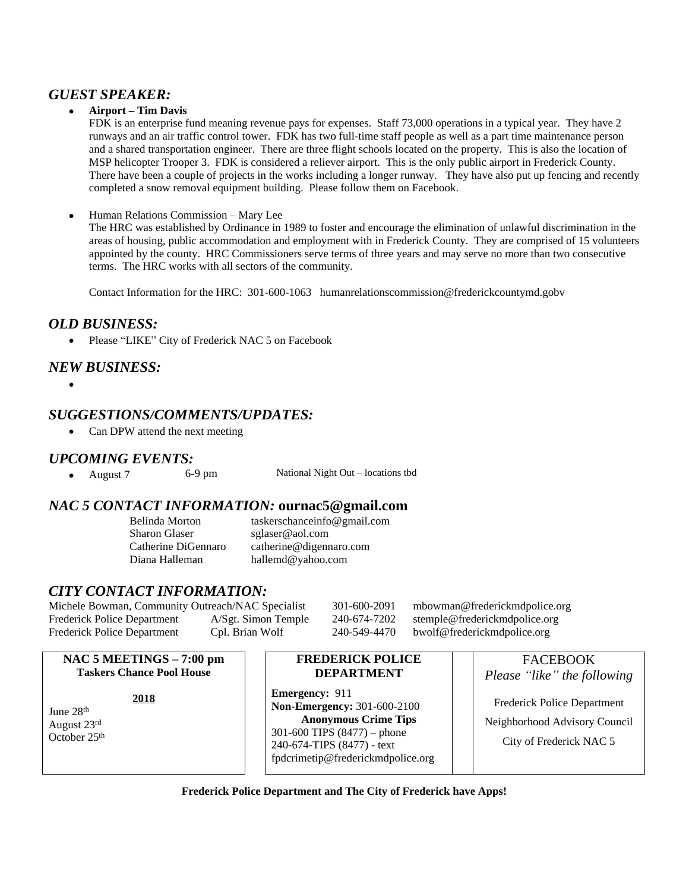## *GUEST SPEAKER:*

- **Airport – Tim Davis**

  FDK is an enterprise fund meaning revenue pays for expenses. Staff 73,000 operations in a typical year. They have 2 runways and an air traffic control tower. FDK has two full-time staff people as well as a part time maintenance person and a shared transportation engineer. There are three flight schools located on the property. This is also the location of MSP helicopter Trooper 3. FDK is considered a reliever airport. This is the only public airport in Frederick County. There have been a couple of projects in the works including a longer runway. They have also put up fencing and recently completed a snow removal equipment building. Please follow them on Facebook.

- Human Relations Commission – Mary Lee

  The HRC was established by Ordinance in 1989 to foster and encourage the elimination of unlawful discrimination in the areas of housing, public accommodation and employment with in Frederick County. They are comprised of 15 volunteers appointed by the county. HRC Commissioners serve terms of three years and may serve no more than two consecutive terms. The HRC works with all sectors of the community.

  Contact Information for the HRC: 301-600-1063 humanrelationscommission@frederickcountymd.gobv

## *OLD BUSINESS:*

- Please "LIKE" City of Frederick NAC 5 on Facebook

## *NEW BUSINESS:*

- 

## *SUGGESTIONS/COMMENTS/UPDATES:*

- Can DPW attend the next meeting

## *UPCOMING EVENTS:*

- August 7 6-9 pm National Night Out – locations tbd

## *NAC 5 CONTACT INFORMATION:* **ournac5@gmail.com**

| | |
|---|---|
| Belinda Morton | taskerschanceinfo@gmail.com |
| Sharon Glaser | sglaser@aol.com |
| Catherine DiGennaro | catherine@digennaro.com |
| Diana Halleman | hallemd@yahoo.com |

## *CITY CONTACT INFORMATION:*

| | | | |
|---|---|---|---|
| Michele Bowman, Community Outreach/NAC Specialist | | 301-600-2091 | mbowman@frederickmdpolice.org |
| Frederick Police Department | A/Sgt. Simon Temple | 240-674-7202 | stemple@frederickmdpolice.org |
| Frederick Police Department | Cpl. Brian Wolf | 240-549-4470 | bwolf@frederickmdpolice.org |

**NAC 5 MEETINGS – 7:00 pm**
**Taskers Chance Pool House**

**2018**

June 28th
August 23rd
October 25th

**FREDERICK POLICE DEPARTMENT**

**Emergency:** 911
**Non-Emergency:** 301-600-2100
**Anonymous Crime Tips**
301-600 TIPS (8477) – phone
240-674-TIPS (8477) - text
fpdcrimetip@frederickmdpolice.org

FACEBOOK
*Please "like" the following*

Frederick Police Department

Neighborhood Advisory Council

City of Frederick NAC 5

**Frederick Police Department and The City of Frederick have Apps!**